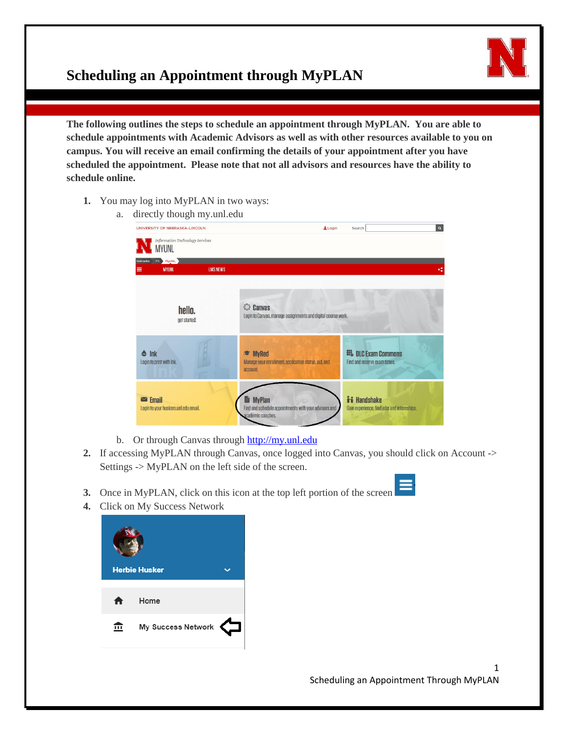# Scheduling an Appointment through MyPLAN

**The following outlines the steps to schedule an appointment through MyPLAN. You are able to schedule appointments with Academic Advisors as well as with other resources available to you on campus. You will receive an email confirming the details of your appointment after you have scheduled the appointment. Please note that not all advisors and resources have the ability to schedule online.**

1. You may log into MyPLAN in two ways:
   a. directly though my.unl.edu
   b. Or through Canvas through http://my.unl.edu
2. If accessing MyPLAN through Canvas, once logged into Canvas, you should click on Account -> Settings -> MyPLAN on the left side of the screen.
3. Once in MyPLAN, click on this icon at the top left portion of the screen
4. Click on My Success Network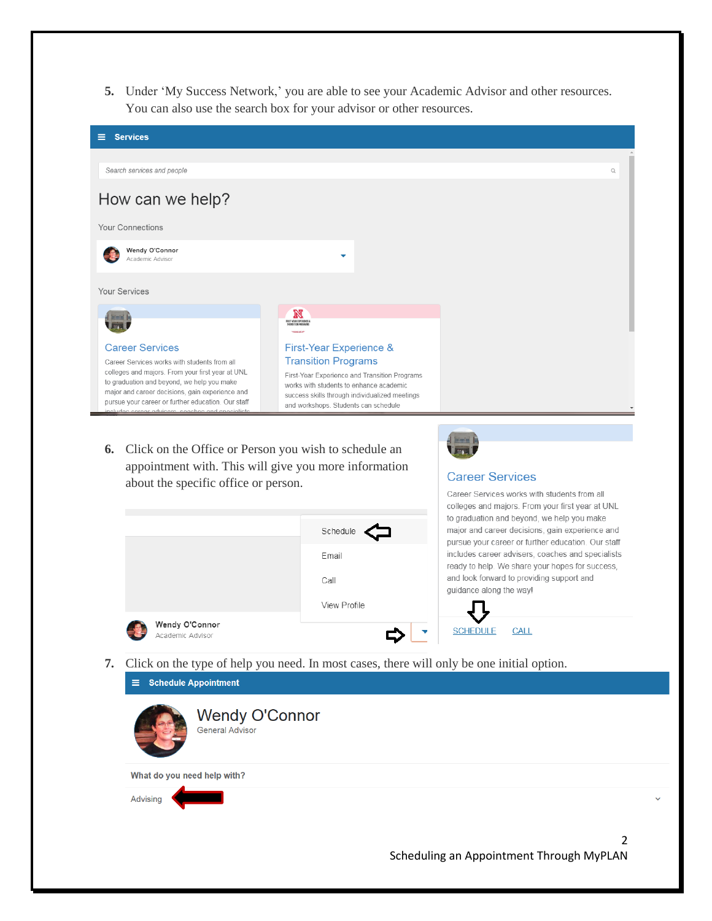5. Under ‘My Success Network,’ you are able to see your Academic Advisor and other resources. You can also use the search box for your advisor or other resources.

Services

Search services and people

How can we help?

Your Connections

Wendy O'Connor
Academic Advisor

Your Services

Career Services

Career Services works with students from all colleges and majors. From your first year at UNL to graduation and beyond, we help you make major and career decisions, gain experience and pursue your career or further education. Our staff

First-Year Experience & Transition Programs

First-Year Experience and Transition Programs works with students to enhance academic success skills through individualized meetings and workshops. Students can schedule

6. Click on the Office or Person you wish to schedule an appointment with. This will give you more information about the specific office or person.

Schedule

Email

Call

View Profile

Wendy O'Connor
Academic Advisor

Career Services

Career Services works with students from all colleges and majors. From your first year at UNL to graduation and beyond, we help you make major and career decisions, gain experience and pursue your career or further education. Our staff includes career advisers, coaches and specialists ready to help. We share your hopes for success, and look forward to providing support and guidance along the way!

SCHEDULE CALL

7. Click on the type of help you need. In most cases, there will only be one initial option.

Schedule Appointment

Wendy O'Connor
General Advisor

What do you need help with?

Advising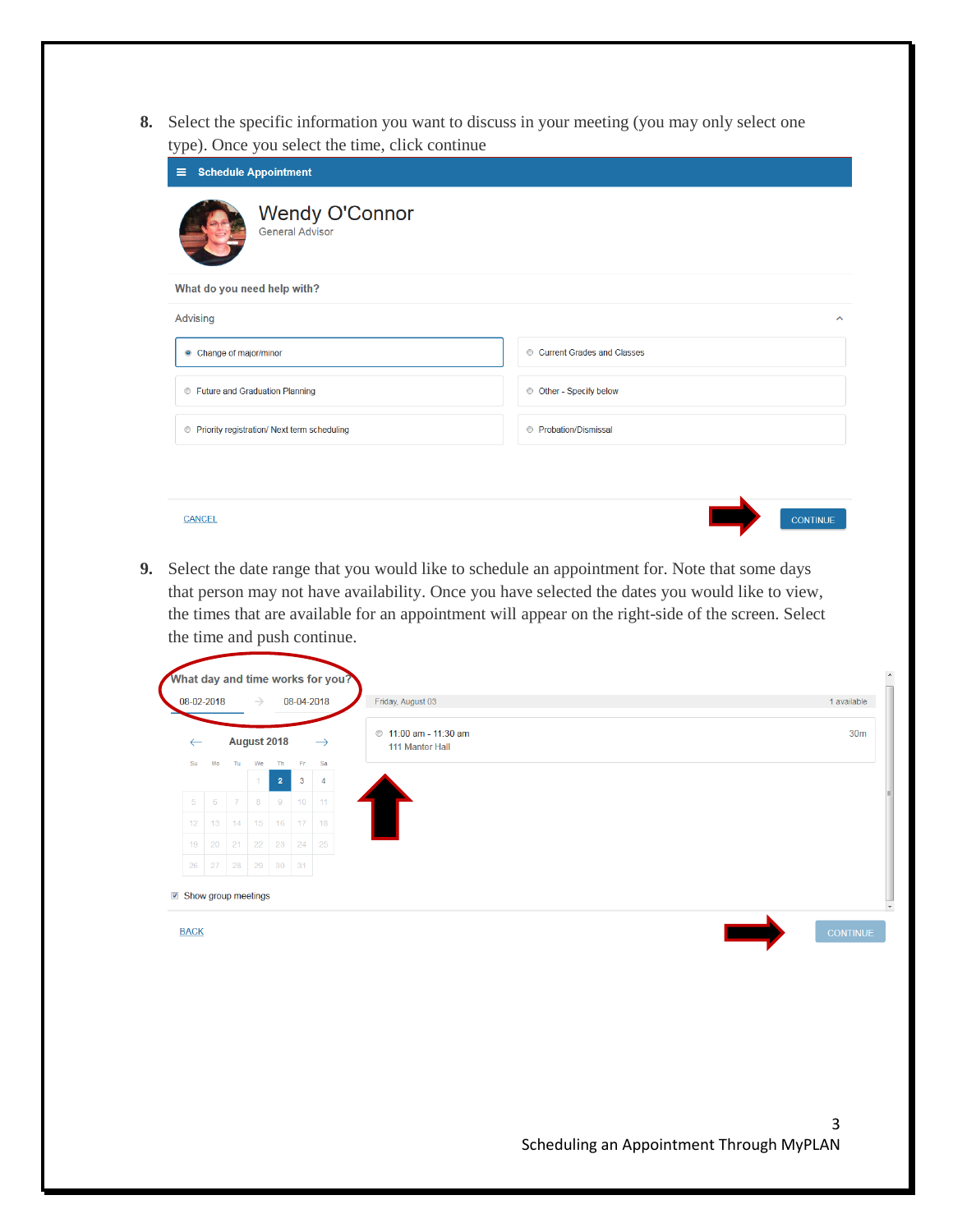8. Select the specific information you want to discuss in your meeting (you may only select one type). Once you select the time, click continue

Schedule Appointment

Wendy O'Connor
General Advisor

What do you need help with?

Advising

- Change of major/minor
- Current Grades and Classes
- Future and Graduation Planning
- Other - Specify below
- Priority registration/ Next term scheduling
- Probation/Dismissal

CANCEL CONTINUE

9. Select the date range that you would like to schedule an appointment for. Note that some days that person may not have availability. Once you have selected the dates you would like to view, the times that are available for an appointment will appear on the right-side of the screen. Select the time and push continue.

What day and time works for you?

08-02-2018 → 08-04-2018

August 2018

Friday, August 03 — 1 available

11:00 am - 11:30 am — 30m
111 Mantor Hall

Show group meetings

BACK CONTINUE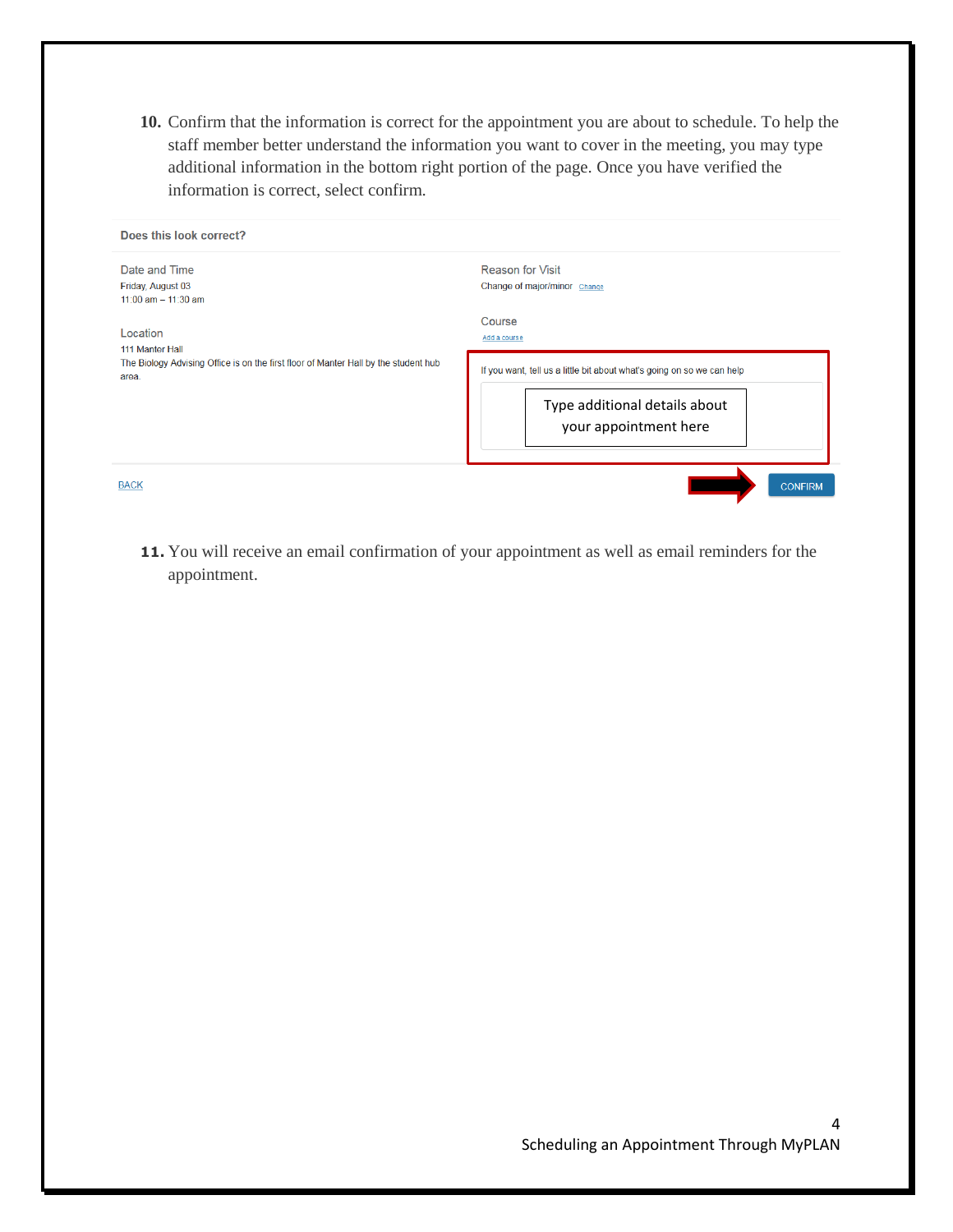10. Confirm that the information is correct for the appointment you are about to schedule. To help the staff member better understand the information you want to cover in the meeting, you may type additional information in the bottom right portion of the page. Once you have verified the information is correct, select confirm.

**Does this look correct?**

Date and Time
Friday, August 03
11:00 am – 11:30 am

Location
111 Manter Hall
The Biology Advising Office is on the first floor of Manter Hall by the student hub area.

Reason for Visit
Change of major/minor Change

Course
Add a course

If you want, tell us a little bit about what's going on so we can help

Type additional details about your appointment here

BACK

CONFIRM

11. You will receive an email confirmation of your appointment as well as email reminders for the appointment.